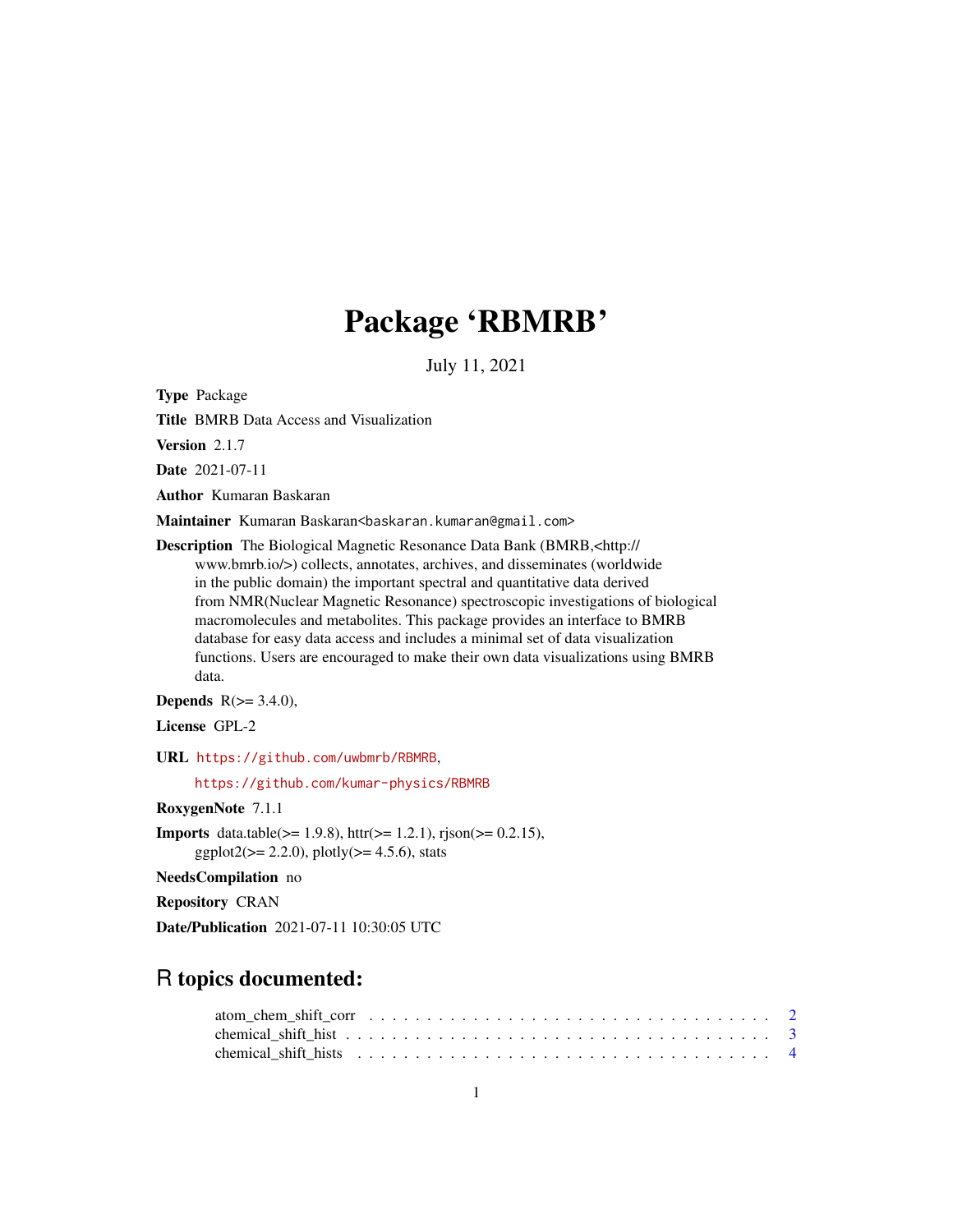# Package 'RBMRB'

July 11, 2021

**Type** Package

**Title** BMRB Data Access and Visualization

**Version** 2.1.7

**Date** 2021-07-11

**Author** Kumaran Baskaran

**Maintainer** Kumaran Baskaran<baskaran.kumaran@gmail.com>

**Description** The Biological Magnetic Resonance Data Bank (BMRB,<http://www.bmrb.io/>) collects, annotates, archives, and disseminates (worldwide in the public domain) the important spectral and quantitative data derived from NMR(Nuclear Magnetic Resonance) spectroscopic investigations of biological macromolecules and metabolites. This package provides an interface to BMRB database for easy data access and includes a minimal set of data visualization functions. Users are encouraged to make their own data visualizations using BMRB data.

**Depends** R(>= 3.4.0),

**License** GPL-2

**URL** https://github.com/uwbmrb/RBMRB,

https://github.com/kumar-physics/RBMRB

**RoxygenNote** 7.1.1

**Imports** data.table(>= 1.9.8), httr(>= 1.2.1), rjson(>= 0.2.15), ggplot2(>= 2.2.0), plotly(>= 4.5.6), stats

**NeedsCompilation** no

**Repository** CRAN

**Date/Publication** 2021-07-11 10:30:05 UTC

## R topics documented:

atom_chem_shift_corr . . . . . . . . . . . . . . . . . . . . . . . . . . . . . . . . . . 2
chemical_shift_hist . . . . . . . . . . . . . . . . . . . . . . . . . . . . . . . . . . . 3
chemical_shift_hists . . . . . . . . . . . . . . . . . . . . . . . . . . . . . . . . . . 4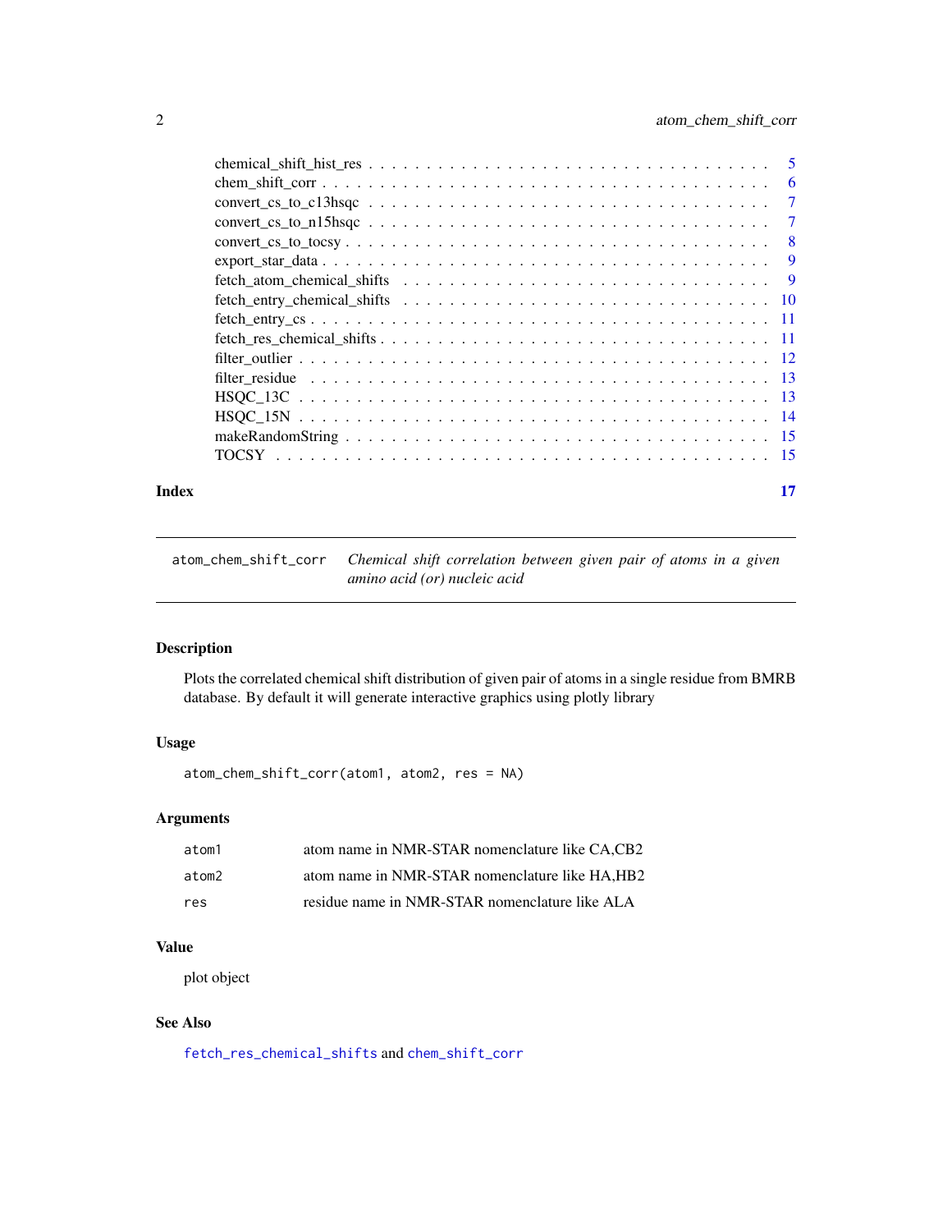| | |
|---|---|
| chemical_shift_hist_res | 5 |
| chem_shift_corr | 6 |
| convert_cs_to_c13hsqc | 7 |
| convert_cs_to_n15hsqc | 7 |
| convert_cs_to_tocsy | 8 |
| export_star_data | 9 |
| fetch_atom_chemical_shifts | 9 |
| fetch_entry_chemical_shifts | 10 |
| fetch_entry_cs | 11 |
| fetch_res_chemical_shifts | 11 |
| filter_outlier | 12 |
| filter_residue | 13 |
| HSQC_13C | 13 |
| HSQC_15N | 14 |
| makeRandomString | 15 |
| TOCSY | 15 |

**Index** **17**

---

`atom_chem_shift_corr` *Chemical shift correlation between given pair of atoms in a given amino acid (or) nucleic acid*

---

### Description

Plots the correlated chemical shift distribution of given pair of atoms in a single residue from BMRB database. By default it will generate interactive graphics using plotly library

### Usage

```
atom_chem_shift_corr(atom1, atom2, res = NA)
```

### Arguments

| | |
|---|---|
| `atom1` | atom name in NMR-STAR nomenclature like CA,CB2 |
| `atom2` | atom name in NMR-STAR nomenclature like HA,HB2 |
| `res` | residue name in NMR-STAR nomenclature like ALA |

### Value

plot object

### See Also

`fetch_res_chemical_shifts` and `chem_shift_corr`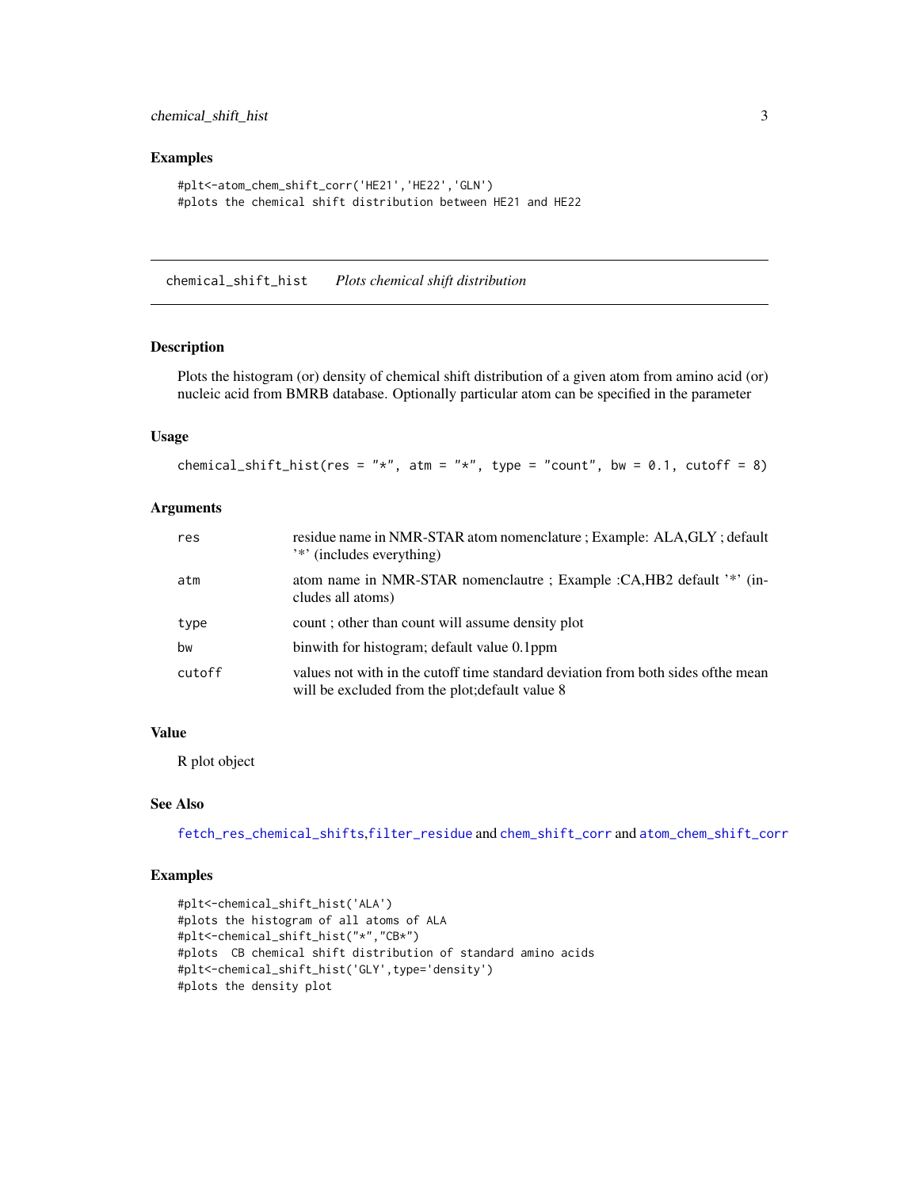### Examples

```
#plt<-atom_chem_shift_corr('HE21','HE22','GLN')
#plots the chemical shift distribution between HE21 and HE22
```

---

## chemical_shift_hist    *Plots chemical shift distribution*

---

### Description

Plots the histogram (or) density of chemical shift distribution of a given atom from amino acid (or) nucleic acid from BMRB database. Optionally particular atom can be specified in the parameter

### Usage

```
chemical_shift_hist(res = "*", atm = "*", type = "count", bw = 0.1, cutoff = 8)
```

### Arguments

| | |
|---|---|
| res | residue name in NMR-STAR atom nomenclature ; Example: ALA,GLY ; default '*' (includes everything) |
| atm | atom name in NMR-STAR nomenclautre ; Example :CA,HB2 default '*' (includes all atoms) |
| type | count ; other than count will assume density plot |
| bw | binwith for histogram; default value 0.1ppm |
| cutoff | values not with in the cutoff time standard deviation from both sides ofthe mean will be excluded from the plot;default value 8 |

### Value

R plot object

### See Also

fetch_res_chemical_shifts,filter_residue and chem_shift_corr and atom_chem_shift_corr

### Examples

```
#plt<-chemical_shift_hist('ALA')
#plots the histogram of all atoms of ALA
#plt<-chemical_shift_hist("*","CB*")
#plots  CB chemical shift distribution of standard amino acids
#plt<-chemical_shift_hist('GLY',type='density')
#plots the density plot
```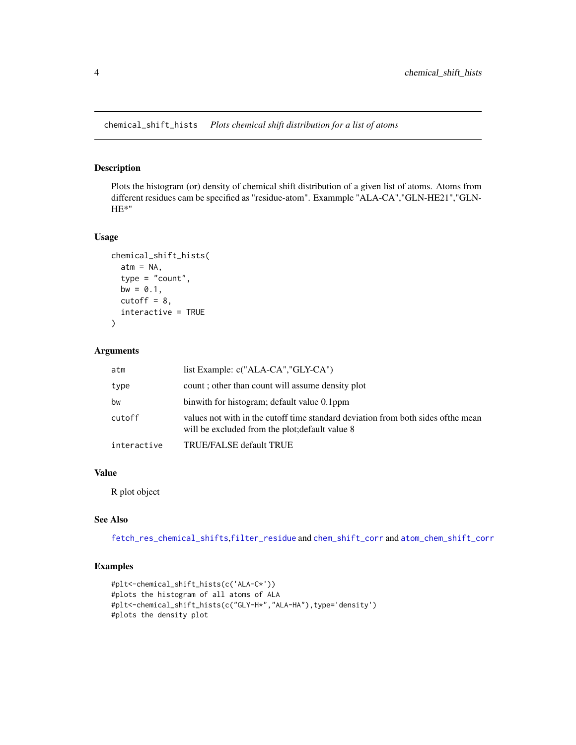`chemical_shift_hists` *Plots chemical shift distribution for a list of atoms*

## Description

Plots the histogram (or) density of chemical shift distribution of a given list of atoms. Atoms from different residues cam be specified as "residue-atom". Exammple "ALA-CA","GLN-HE21","GLN-HE*"

## Usage

```
chemical_shift_hists(
  atm = NA,
  type = "count",
  bw = 0.1,
  cutoff = 8,
  interactive = TRUE
)
```

## Arguments

| | |
|---|---|
| `atm` | list Example: c("ALA-CA","GLY-CA") |
| `type` | count ; other than count will assume density plot |
| `bw` | binwith for histogram; default value 0.1ppm |
| `cutoff` | values not with in the cutoff time standard deviation from both sides ofthe mean will be excluded from the plot;default value 8 |
| `interactive` | TRUE/FALSE default TRUE |

## Value

R plot object

## See Also

`fetch_res_chemical_shifts`,`filter_residue` and `chem_shift_corr` and `atom_chem_shift_corr`

## Examples

```
#plt<-chemical_shift_hists(c('ALA-C*'))
#plots the histogram of all atoms of ALA
#plt<-chemical_shift_hists(c("GLY-H*","ALA-HA"),type='density')
#plots the density plot
```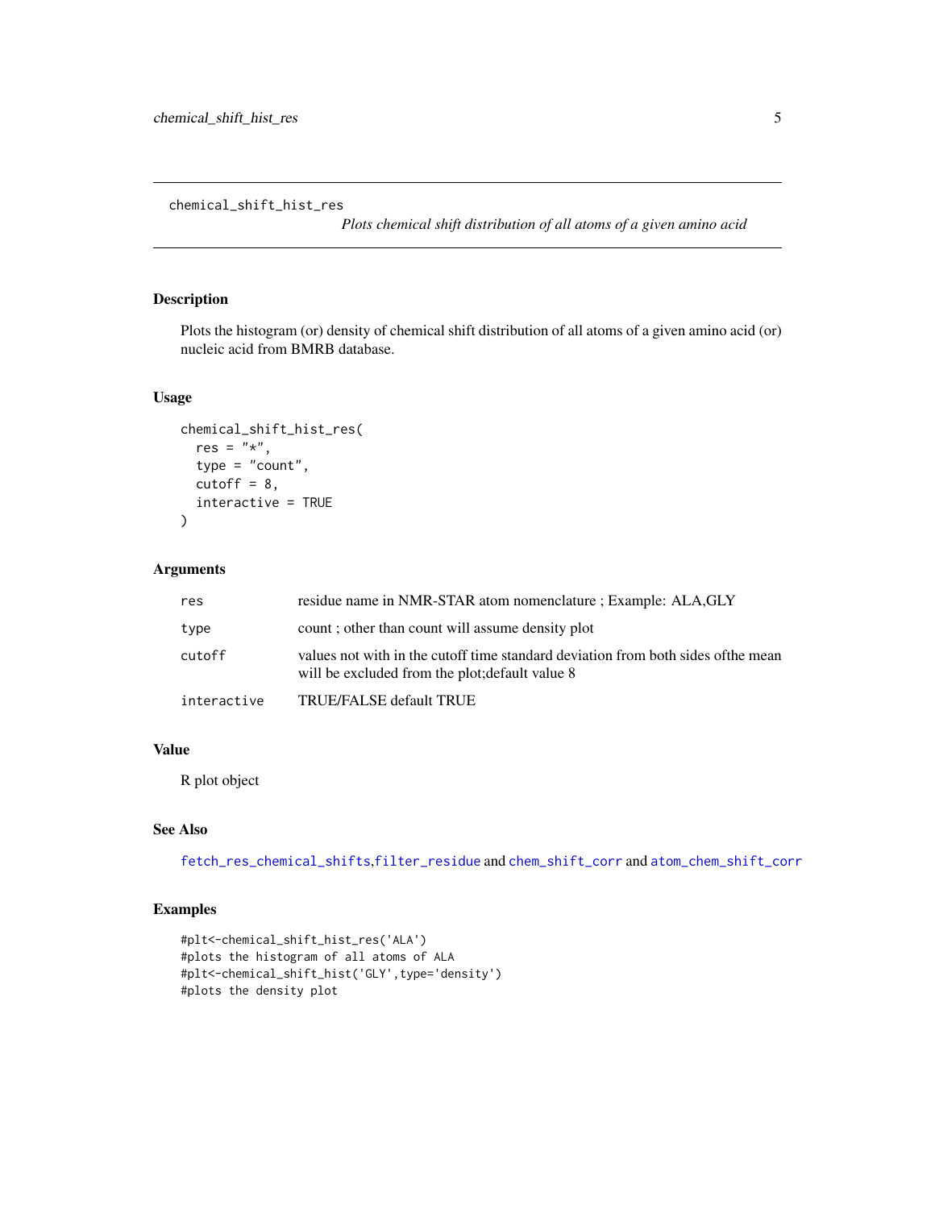## chemical_shift_hist_res

*Plots chemical shift distribution of all atoms of a given amino acid*

### Description

Plots the histogram (or) density of chemical shift distribution of all atoms of a given amino acid (or) nucleic acid from BMRB database.

### Usage

```
chemical_shift_hist_res(
  res = "*",
  type = "count",
  cutoff = 8,
  interactive = TRUE
)
```

### Arguments

| | |
|---|---|
| `res` | residue name in NMR-STAR atom nomenclature ; Example: ALA,GLY |
| `type` | count ; other than count will assume density plot |
| `cutoff` | values not with in the cutoff time standard deviation from both sides ofthe mean will be excluded from the plot;default value 8 |
| `interactive` | TRUE/FALSE default TRUE |

### Value

R plot object

### See Also

`fetch_res_chemical_shifts`,`filter_residue` and `chem_shift_corr` and `atom_chem_shift_corr`

### Examples

```
#plt<-chemical_shift_hist_res('ALA')
#plots the histogram of all atoms of ALA
#plt<-chemical_shift_hist('GLY',type='density')
#plots the density plot
```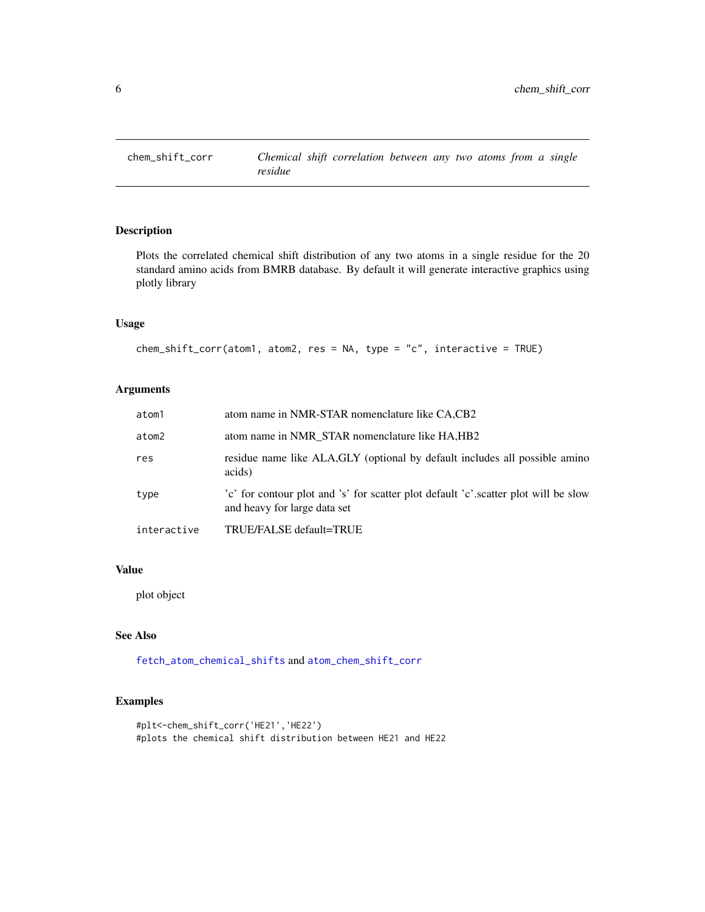chem_shift_corr &nbsp;&nbsp;&nbsp;&nbsp; *Chemical shift correlation between any two atoms from a single residue*

## Description

Plots the correlated chemical shift distribution of any two atoms in a single residue for the 20 standard amino acids from BMRB database. By default it will generate interactive graphics using plotly library

## Usage

```
chem_shift_corr(atom1, atom2, res = NA, type = "c", interactive = TRUE)
```

## Arguments

| | |
|---|---|
| atom1 | atom name in NMR-STAR nomenclature like CA,CB2 |
| atom2 | atom name in NMR_STAR nomenclature like HA,HB2 |
| res | residue name like ALA,GLY (optional by default includes all possible amino acids) |
| type | 'c' for contour plot and 's' for scatter plot default 'c'.scatter plot will be slow and heavy for large data set |
| interactive | TRUE/FALSE default=TRUE |

## Value

plot object

## See Also

fetch_atom_chemical_shifts and atom_chem_shift_corr

## Examples

```
#plt<-chem_shift_corr('HE21','HE22')
#plots the chemical shift distribution between HE21 and HE22
```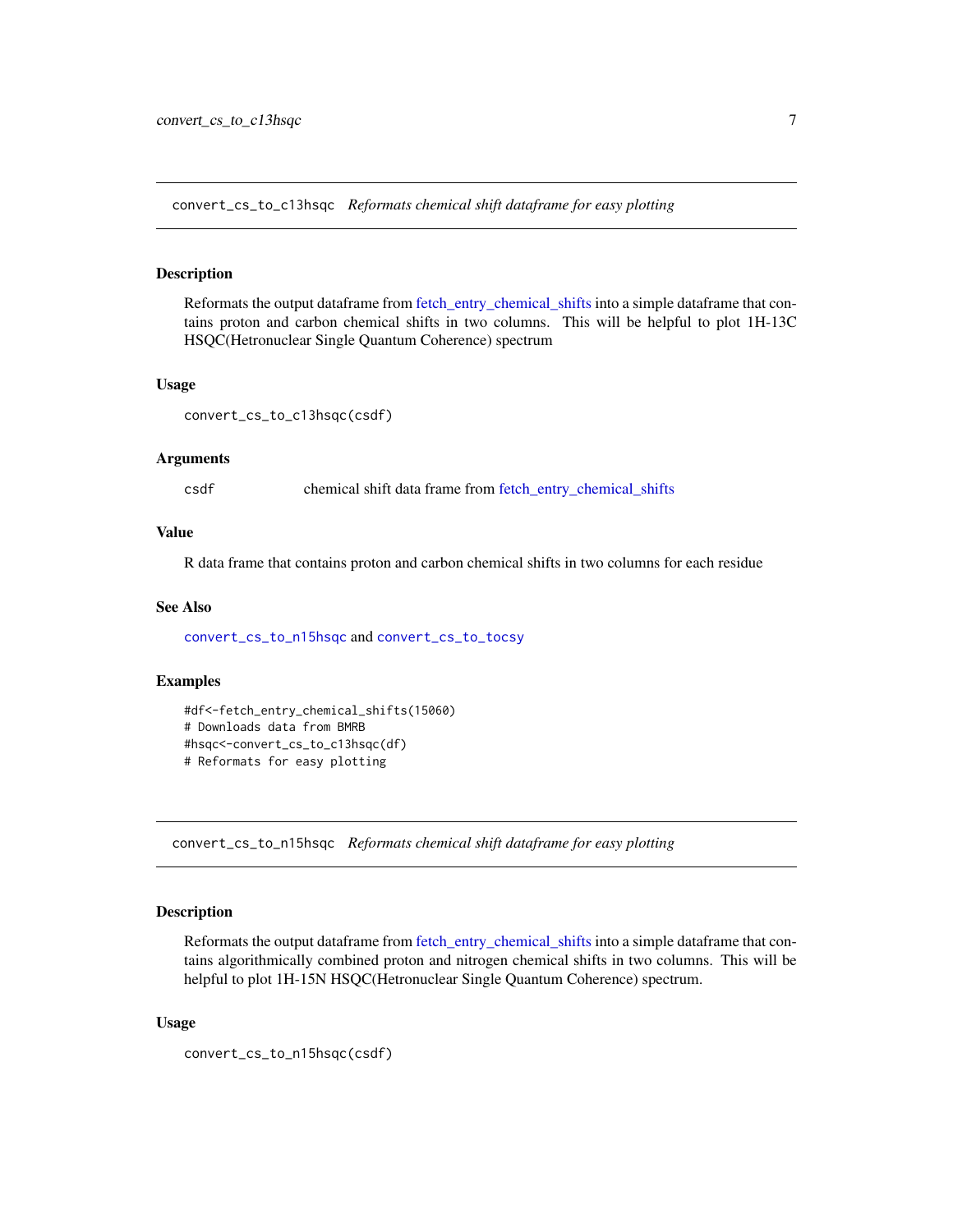## convert_cs_to_c13hsqc *Reformats chemical shift dataframe for easy plotting*

### Description

Reformats the output dataframe from fetch_entry_chemical_shifts into a simple dataframe that contains proton and carbon chemical shifts in two columns. This will be helpful to plot 1H-13C HSQC(Hetronuclear Single Quantum Coherence) spectrum

### Usage

```
convert_cs_to_c13hsqc(csdf)
```

### Arguments

csdf chemical shift data frame from fetch_entry_chemical_shifts

### Value

R data frame that contains proton and carbon chemical shifts in two columns for each residue

### See Also

convert_cs_to_n15hsqc and convert_cs_to_tocsy

### Examples

```
#df<-fetch_entry_chemical_shifts(15060)
# Downloads data from BMRB
#hsqc<-convert_cs_to_c13hsqc(df)
# Reformats for easy plotting
```

## convert_cs_to_n15hsqc *Reformats chemical shift dataframe for easy plotting*

### Description

Reformats the output dataframe from fetch_entry_chemical_shifts into a simple dataframe that contains algorithmically combined proton and nitrogen chemical shifts in two columns. This will be helpful to plot 1H-15N HSQC(Hetronuclear Single Quantum Coherence) spectrum.

### Usage

```
convert_cs_to_n15hsqc(csdf)
```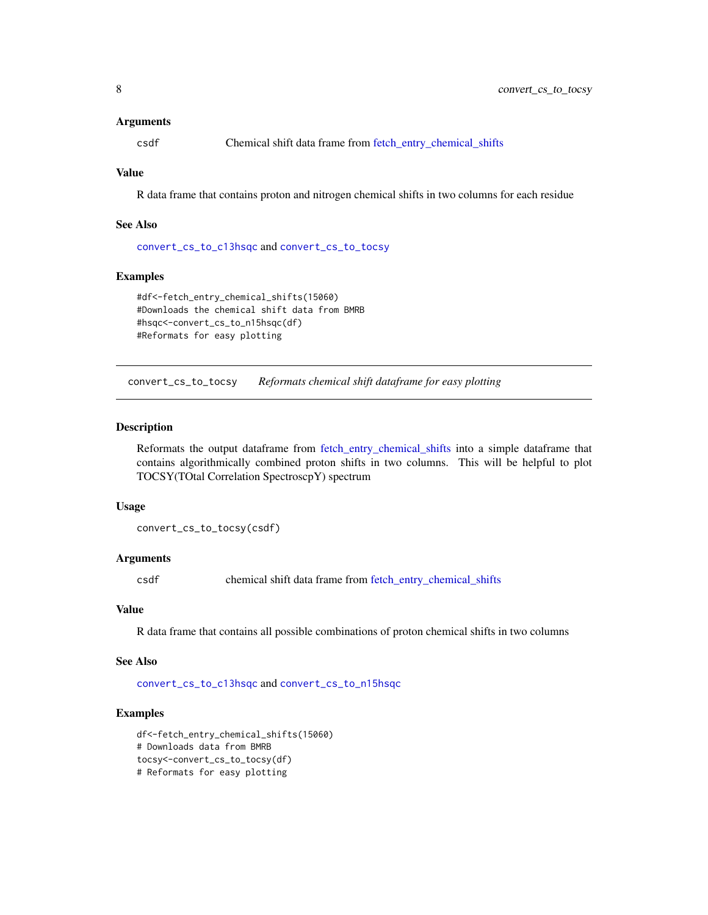### Arguments

csdf Chemical shift data frame from fetch_entry_chemical_shifts

### Value

R data frame that contains proton and nitrogen chemical shifts in two columns for each residue

### See Also

`convert_cs_to_c13hsqc` and `convert_cs_to_tocsy`

### Examples

```
#df<-fetch_entry_chemical_shifts(15060)
#Downloads the chemical shift data from BMRB
#hsqc<-convert_cs_to_n15hsqc(df)
#Reformats for easy plotting
```

---

## convert_cs_to_tocsy *Reformats chemical shift dataframe for easy plotting*

---

### Description

Reformats the output dataframe from fetch_entry_chemical_shifts into a simple dataframe that contains algorithmically combined proton shifts in two columns. This will be helpful to plot TOCSY(TOtal Correlation SpectroscpY) spectrum

### Usage

```
convert_cs_to_tocsy(csdf)
```

### Arguments

csdf chemical shift data frame from fetch_entry_chemical_shifts

### Value

R data frame that contains all possible combinations of proton chemical shifts in two columns

### See Also

`convert_cs_to_c13hsqc` and `convert_cs_to_n15hsqc`

### Examples

```
df<-fetch_entry_chemical_shifts(15060)
# Downloads data from BMRB
tocsy<-convert_cs_to_tocsy(df)
# Reformats for easy plotting
```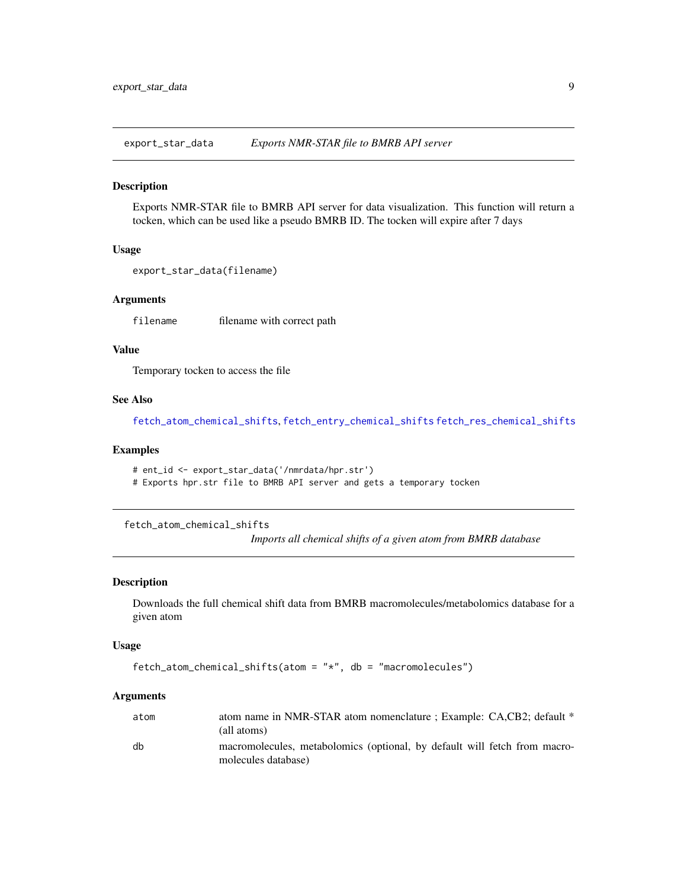## export_star_data — *Exports NMR-STAR file to BMRB API server*

### Description

Exports NMR-STAR file to BMRB API server for data visualization. This function will return a tocken, which can be used like a pseudo BMRB ID. The tocken will expire after 7 days

### Usage

```
export_star_data(filename)
```

### Arguments

| | |
|---|---|
| filename | filename with correct path |

### Value

Temporary tocken to access the file

### See Also

fetch_atom_chemical_shifts, fetch_entry_chemical_shifts fetch_res_chemical_shifts

### Examples

```
# ent_id <- export_star_data('/nmrdata/hpr.str')
# Exports hpr.str file to BMRB API server and gets a temporary tocken
```

## fetch_atom_chemical_shifts — *Imports all chemical shifts of a given atom from BMRB database*

### Description

Downloads the full chemical shift data from BMRB macromolecules/metabolomics database for a given atom

### Usage

```
fetch_atom_chemical_shifts(atom = "*", db = "macromolecules")
```

### Arguments

| | |
|---|---|
| atom | atom name in NMR-STAR atom nomenclature ; Example: CA,CB2; default * (all atoms) |
| db | macromolecules, metabolomics (optional, by default will fetch from macromolecules database) |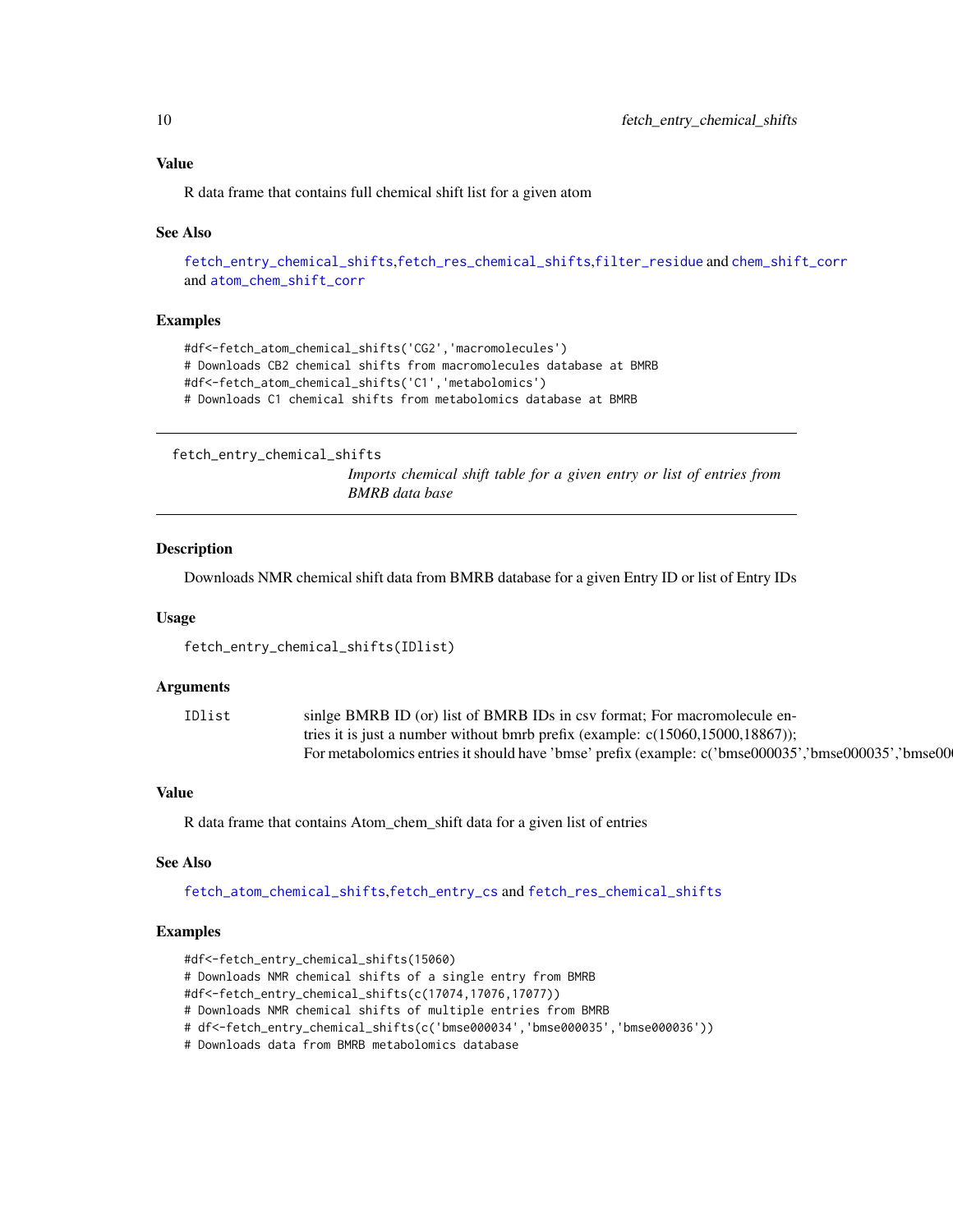### Value

R data frame that contains full chemical shift list for a given atom

### See Also

fetch_entry_chemical_shifts,fetch_res_chemical_shifts,filter_residue and chem_shift_corr and atom_chem_shift_corr

### Examples

```
#df<-fetch_atom_chemical_shifts('CG2','macromolecules')
# Downloads CB2 chemical shifts from macromolecules database at BMRB
#df<-fetch_atom_chemical_shifts('C1','metabolomics')
# Downloads C1 chemical shifts from metabolomics database at BMRB
```

---

## fetch_entry_chemical_shifts

*Imports chemical shift table for a given entry or list of entries from BMRB data base*

---

### Description

Downloads NMR chemical shift data from BMRB database for a given Entry ID or list of Entry IDs

### Usage

```
fetch_entry_chemical_shifts(IDlist)
```

### Arguments

| | |
|---|---|
| IDlist | sinlge BMRB ID (or) list of BMRB IDs in csv format; For macromolecule entries it is just a number without bmrb prefix (example: c(15060,15000,18867)); For metabolomics entries it should have 'bmse' prefix (example: c('bmse000035','bmse000035','bmse00 |

### Value

R data frame that contains Atom_chem_shift data for a given list of entries

### See Also

fetch_atom_chemical_shifts,fetch_entry_cs and fetch_res_chemical_shifts

### Examples

```
#df<-fetch_entry_chemical_shifts(15060)
# Downloads NMR chemical shifts of a single entry from BMRB
#df<-fetch_entry_chemical_shifts(c(17074,17076,17077))
# Downloads NMR chemical shifts of multiple entries from BMRB
# df<-fetch_entry_chemical_shifts(c('bmse000034','bmse000035','bmse000036'))
# Downloads data from BMRB metabolomics database
```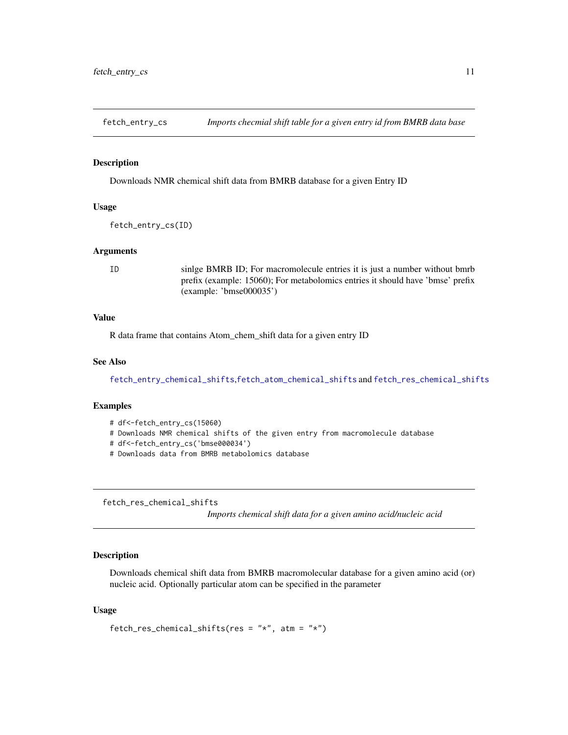## fetch_entry_cs — *Imports checmial shift table for a given entry id from BMRB data base*

### Description

Downloads NMR chemical shift data from BMRB database for a given Entry ID

### Usage

```
fetch_entry_cs(ID)
```

### Arguments

| | |
|---|---|
| ID | sinlge BMRB ID; For macromolecule entries it is just a number without bmrb prefix (example: 15060); For metabolomics entries it should have 'bmse' prefix (example: 'bmse000035') |

### Value

R data frame that contains Atom_chem_shift data for a given entry ID

### See Also

fetch_entry_chemical_shifts,fetch_atom_chemical_shifts and fetch_res_chemical_shifts

### Examples

```
# df<-fetch_entry_cs(15060)
# Downloads NMR chemical shifts of the given entry from macromolecule database
# df<-fetch_entry_cs('bmse000034')
# Downloads data from BMRB metabolomics database
```

## fetch_res_chemical_shifts — *Imports chemical shift data for a given amino acid/nucleic acid*

### Description

Downloads chemical shift data from BMRB macromolecular database for a given amino acid (or) nucleic acid. Optionally particular atom can be specified in the parameter

### Usage

```
fetch_res_chemical_shifts(res = "*", atm = "*")
```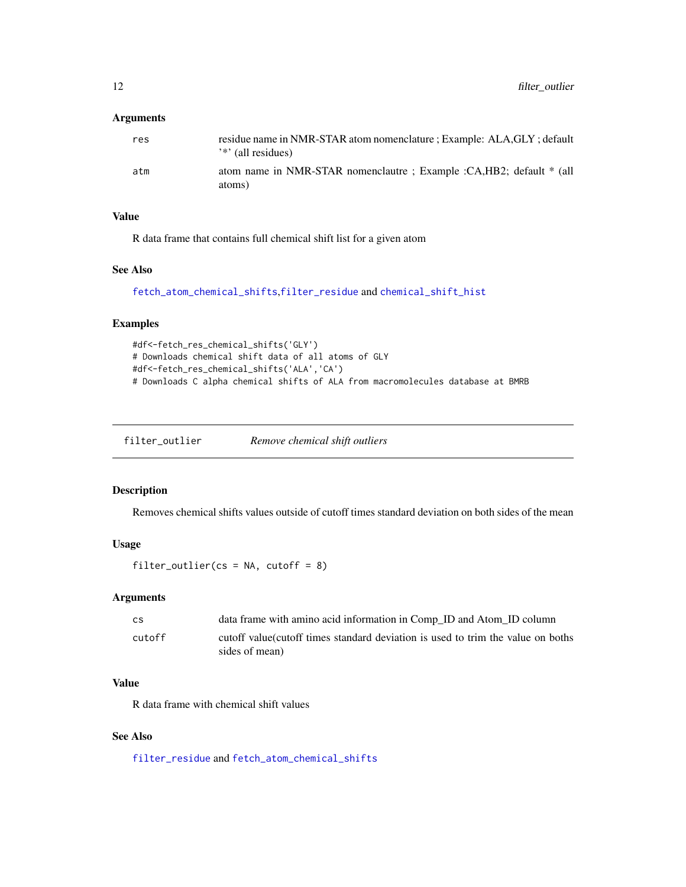### Arguments

| | |
|---|---|
| res | residue name in NMR-STAR atom nomenclature ; Example: ALA,GLY ; default '*' (all residues) |
| atm | atom name in NMR-STAR nomenclautre ; Example :CA,HB2; default * (all atoms) |

### Value

R data frame that contains full chemical shift list for a given atom

### See Also

fetch_atom_chemical_shifts,filter_residue and chemical_shift_hist

### Examples

```
#df<-fetch_res_chemical_shifts('GLY')
# Downloads chemical shift data of all atoms of GLY
#df<-fetch_res_chemical_shifts('ALA','CA')
# Downloads C alpha chemical shifts of ALA from macromolecules database at BMRB
```

---

## filter_outlier — *Remove chemical shift outliers*

### Description

Removes chemical shifts values outside of cutoff times standard deviation on both sides of the mean

### Usage

```
filter_outlier(cs = NA, cutoff = 8)
```

### Arguments

| | |
|---|---|
| cs | data frame with amino acid information in Comp_ID and Atom_ID column |
| cutoff | cutoff value(cutoff times standard deviation is used to trim the value on boths sides of mean) |

### Value

R data frame with chemical shift values

### See Also

filter_residue and fetch_atom_chemical_shifts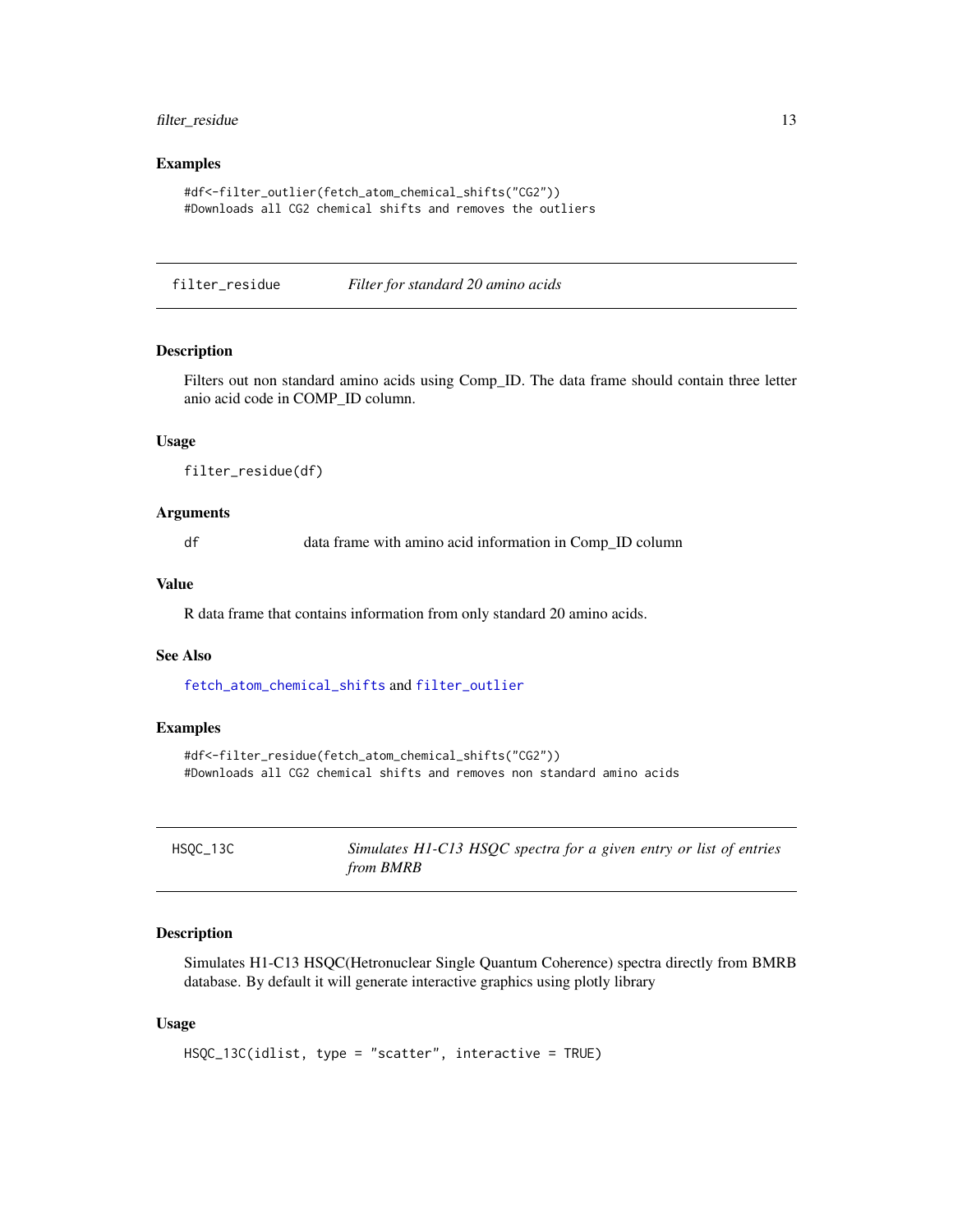### Examples

```
#df<-filter_outlier(fetch_atom_chemical_shifts("CG2"))
#Downloads all CG2 chemical shifts and removes the outliers
```

---

## filter_residue &nbsp;&nbsp;&nbsp; *Filter for standard 20 amino acids*

---

### Description

Filters out non standard amino acids using Comp_ID. The data frame should contain three letter anio acid code in COMP_ID column.

### Usage

```
filter_residue(df)
```

### Arguments

| | |
|---|---|
| df | data frame with amino acid information in Comp_ID column |

### Value

R data frame that contains information from only standard 20 amino acids.

### See Also

`fetch_atom_chemical_shifts` and `filter_outlier`

### Examples

```
#df<-filter_residue(fetch_atom_chemical_shifts("CG2"))
#Downloads all CG2 chemical shifts and removes non standard amino acids
```

---

## HSQC_13C &nbsp;&nbsp;&nbsp; *Simulates H1-C13 HSQC spectra for a given entry or list of entries from BMRB*

---

### Description

Simulates H1-C13 HSQC(Hetronuclear Single Quantum Coherence) spectra directly from BMRB database. By default it will generate interactive graphics using plotly library

### Usage

```
HSQC_13C(idlist, type = "scatter", interactive = TRUE)
```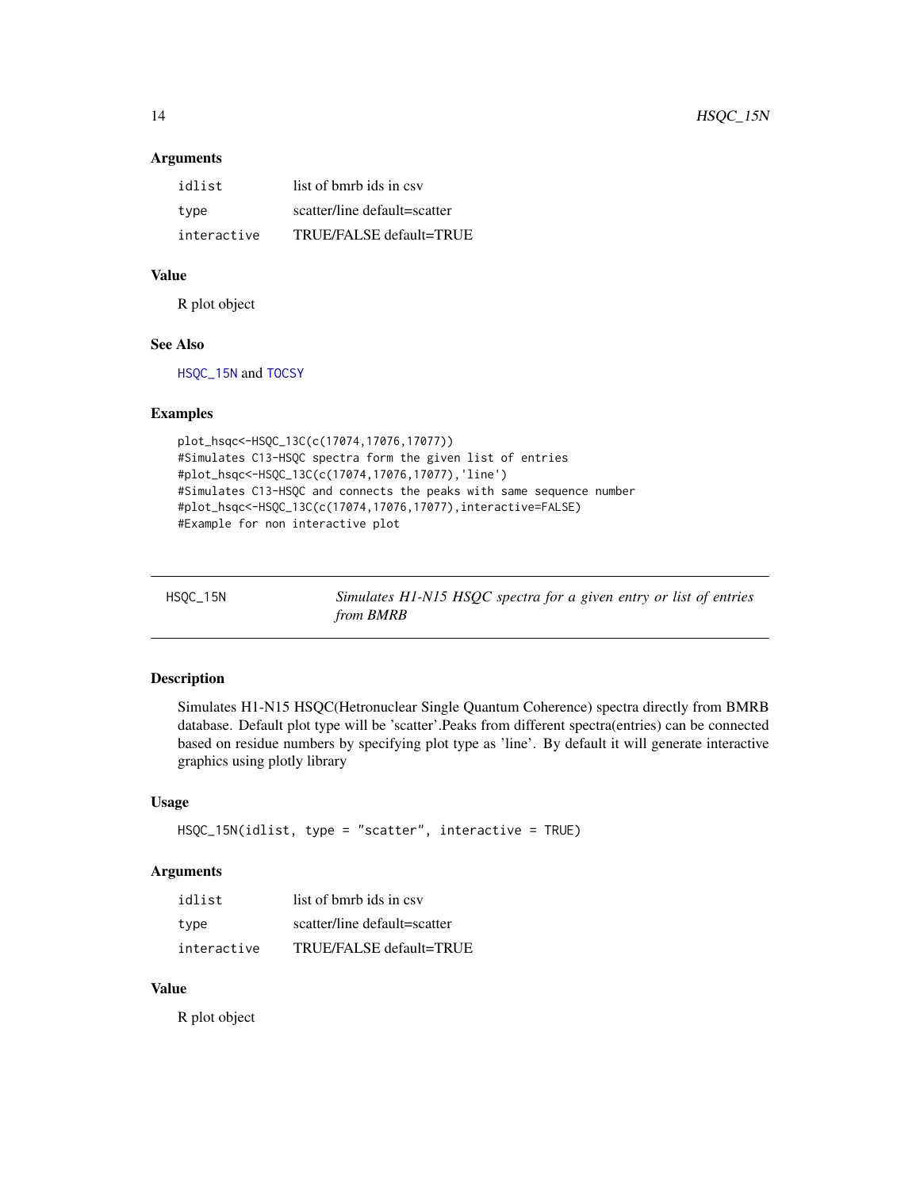### Arguments

| | |
|---|---|
| idlist | list of bmrb ids in csv |
| type | scatter/line default=scatter |
| interactive | TRUE/FALSE default=TRUE |

### Value

R plot object

### See Also

HSQC_15N and TOCSY

### Examples

```
plot_hsqc<-HSQC_13C(c(17074,17076,17077))
#Simulates C13-HSQC spectra form the given list of entries
#plot_hsqc<-HSQC_13C(c(17074,17076,17077),'line')
#Simulates C13-HSQC and connects the peaks with same sequence number
#plot_hsqc<-HSQC_13C(c(17074,17076,17077),interactive=FALSE)
#Example for non interactive plot
```

---

## HSQC_15N — *Simulates H1-N15 HSQC spectra for a given entry or list of entries from BMRB*

### Description

Simulates H1-N15 HSQC(Hetronuclear Single Quantum Coherence) spectra directly from BMRB database. Default plot type will be 'scatter'.Peaks from different spectra(entries) can be connected based on residue numbers by specifying plot type as 'line'. By default it will generate interactive graphics using plotly library

### Usage

```
HSQC_15N(idlist, type = "scatter", interactive = TRUE)
```

### Arguments

| | |
|---|---|
| idlist | list of bmrb ids in csv |
| type | scatter/line default=scatter |
| interactive | TRUE/FALSE default=TRUE |

### Value

R plot object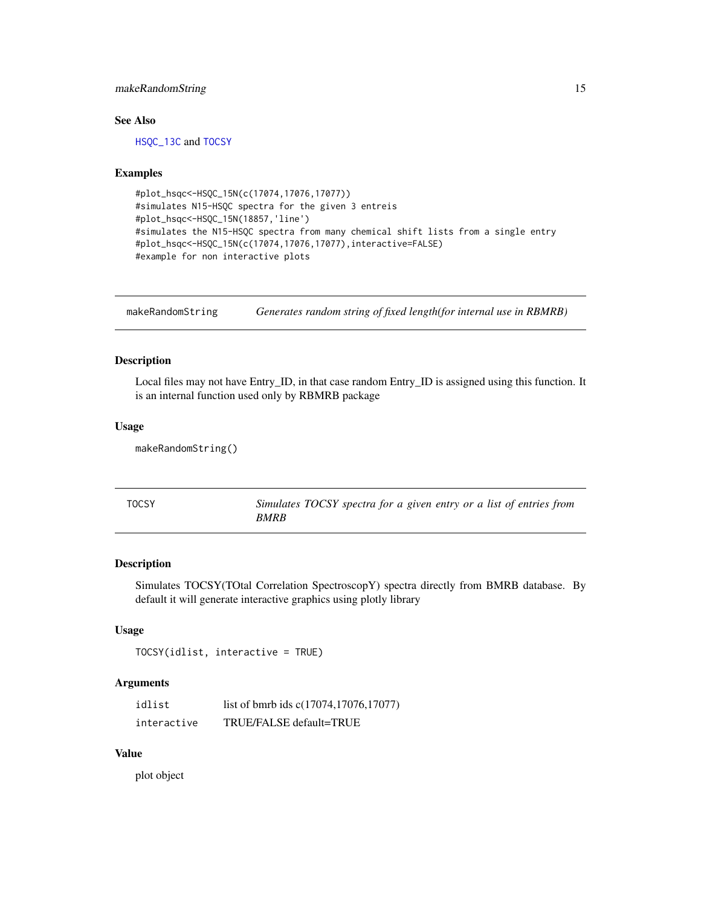### See Also

HSQC_13C and TOCSY

### Examples

```
#plot_hsqc<-HSQC_15N(c(17074,17076,17077))
#simulates N15-HSQC spectra for the given 3 entreis
#plot_hsqc<-HSQC_15N(18857,'line')
#simulates the N15-HSQC spectra from many chemical shift lists from a single entry
#plot_hsqc<-HSQC_15N(c(17074,17076,17077),interactive=FALSE)
#example for non interactive plots
```

---

## makeRandomString — *Generates random string of fixed length(for internal use in RBMRB)*

### Description

Local files may not have Entry_ID, in that case random Entry_ID is assigned using this function. It is an internal function used only by RBMRB package

### Usage

```
makeRandomString()
```

---

## TOCSY — *Simulates TOCSY spectra for a given entry or a list of entries from BMRB*

### Description

Simulates TOCSY(TOtal Correlation SpectroscopY) spectra directly from BMRB database. By default it will generate interactive graphics using plotly library

### Usage

```
TOCSY(idlist, interactive = TRUE)
```

### Arguments

| | |
|---|---|
| idlist | list of bmrb ids c(17074,17076,17077) |
| interactive | TRUE/FALSE default=TRUE |

### Value

plot object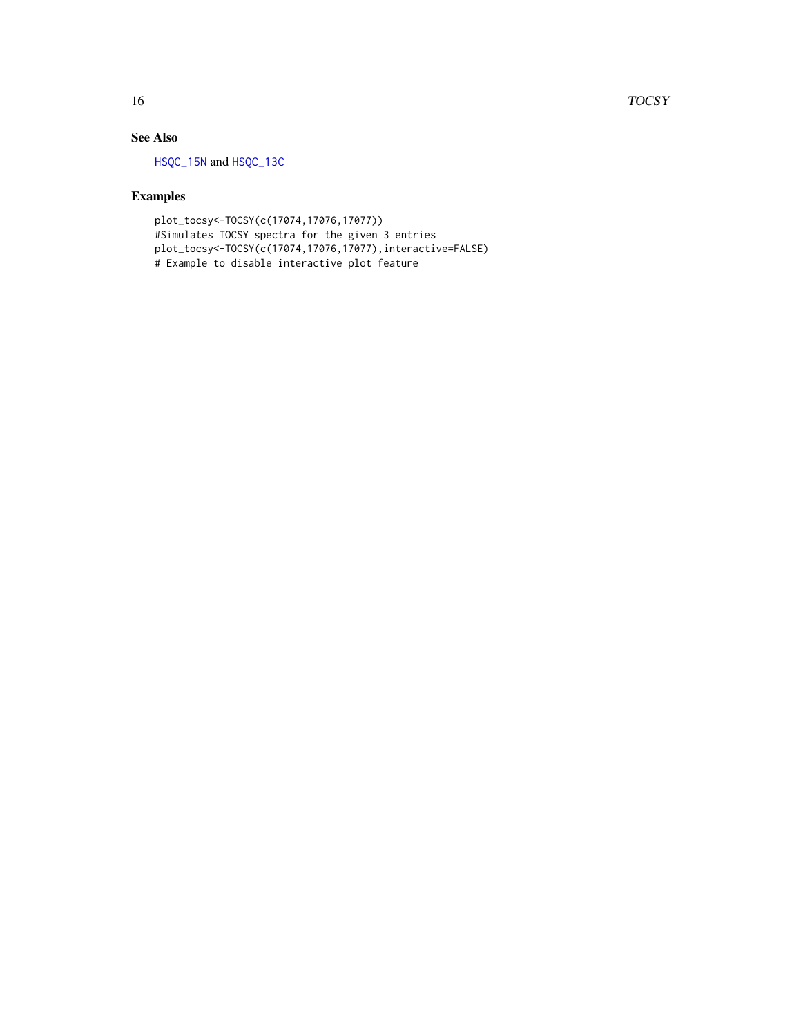## See Also

HSQC_15N and HSQC_13C

## Examples

```
plot_tocsy<-TOCSY(c(17074,17076,17077))
#Simulates TOCSY spectra for the given 3 entries
plot_tocsy<-TOCSY(c(17074,17076,17077),interactive=FALSE)
# Example to disable interactive plot feature
```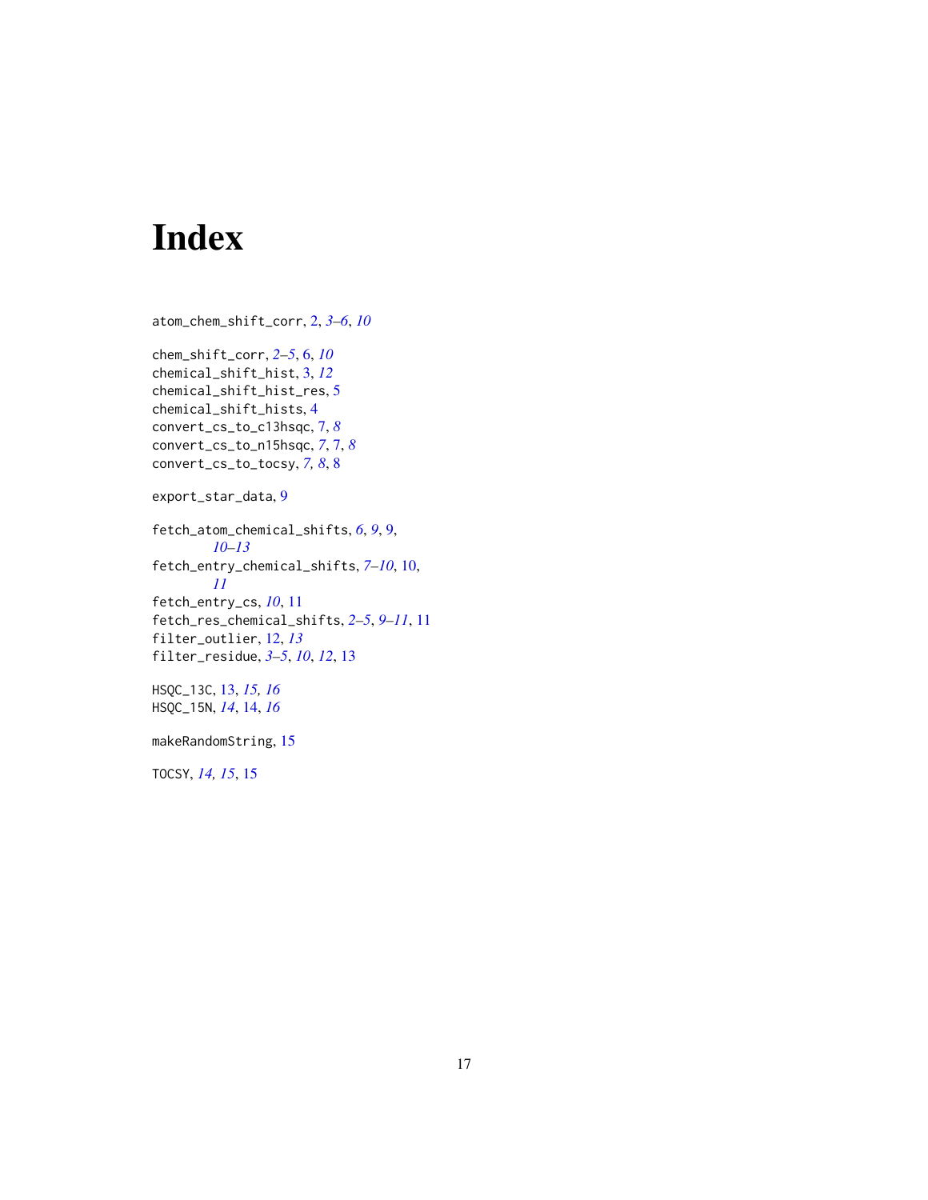# Index

atom_chem_shift_corr, 2, *3–6*, *10*

chem_shift_corr, *2–5*, 6, *10*
chemical_shift_hist, 3, *12*
chemical_shift_hist_res, 5
chemical_shift_hists, 4
convert_cs_to_c13hsqc, 7, *8*
convert_cs_to_n15hsqc, *7*, 7, *8*
convert_cs_to_tocsy, *7, 8*, 8

export_star_data, 9

fetch_atom_chemical_shifts, *6*, *9*, 9, *10–13*
fetch_entry_chemical_shifts, *7–10*, 10, *11*
fetch_entry_cs, *10*, 11
fetch_res_chemical_shifts, *2–5*, *9–11*, 11
filter_outlier, 12, *13*
filter_residue, *3–5*, *10*, *12*, 13

HSQC_13C, 13, *15, 16*
HSQC_15N, *14*, 14, *16*

makeRandomString, 15

TOCSY, *14, 15*, 15